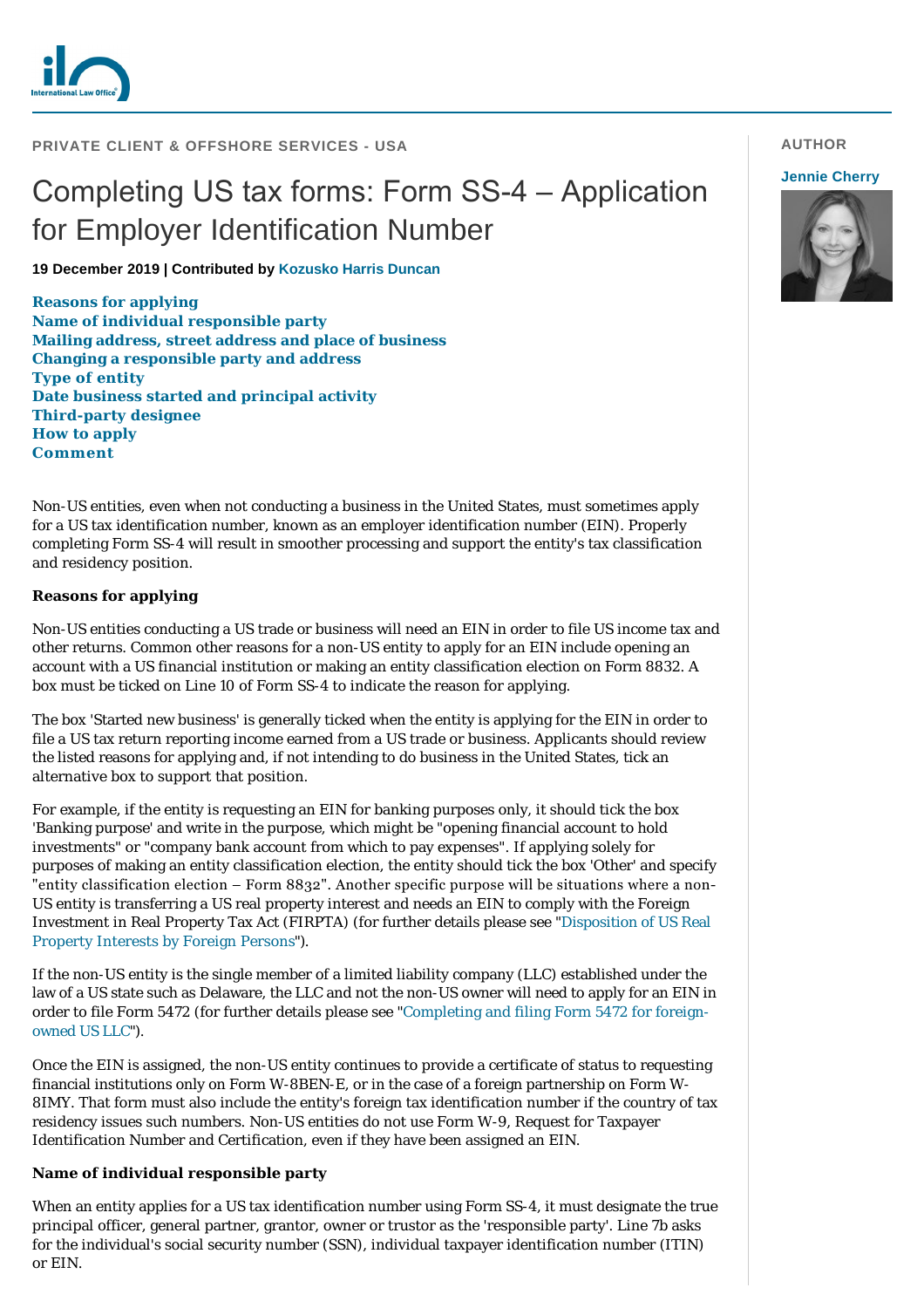PRIVATE CLIENT & OFFSHORE SERVICES - USA

# Completing US tax forms: Form SS-4 – Application for Employer Identification Number

**19 December 2019 | Contributed by Kozusko Harris Duncan**

AUTHOR

Jennie Cherry

**Reasons for applying**
**Name of individual responsible party**
**Mailing address, street address and place of business**
**Changing a responsible party and address**
**Type of entity**
**Date business started and principal activity**
**Third-party designee**
**How to apply**
**Comment**

Non-US entities, even when not conducting a business in the United States, must sometimes apply for a US tax identification number, known as an employer identification number (EIN). Properly completing Form SS-4 will result in smoother processing and support the entity's tax classification and residency position.

## Reasons for applying

Non-US entities conducting a US trade or business will need an EIN in order to file US income tax and other returns. Common other reasons for a non-US entity to apply for an EIN include opening an account with a US financial institution or making an entity classification election on Form 8832. A box must be ticked on Line 10 of Form SS-4 to indicate the reason for applying.

The box 'Started new business' is generally ticked when the entity is applying for the EIN in order to file a US tax return reporting income earned from a US trade or business. Applicants should review the listed reasons for applying and, if not intending to do business in the United States, tick an alternative box to support that position.

For example, if the entity is requesting an EIN for banking purposes only, it should tick the box 'Banking purpose' and write in the purpose, which might be "opening financial account to hold investments" or "company bank account from which to pay expenses". If applying solely for purposes of making an entity classification election, the entity should tick the box 'Other' and specify "entity classification election – Form 8832". Another specific purpose will be situations where a non-US entity is transferring a US real property interest and needs an EIN to comply with the Foreign Investment in Real Property Tax Act (FIRPTA) (for further details please see "Disposition of US Real Property Interests by Foreign Persons").

If the non-US entity is the single member of a limited liability company (LLC) established under the law of a US state such as Delaware, the LLC and not the non-US owner will need to apply for an EIN in order to file Form 5472 (for further details please see "Completing and filing Form 5472 for foreign-owned US LLC").

Once the EIN is assigned, the non-US entity continues to provide a certificate of status to requesting financial institutions only on Form W-8BEN-E, or in the case of a foreign partnership on Form W-8IMY. That form must also include the entity's foreign tax identification number if the country of tax residency issues such numbers. Non-US entities do not use Form W-9, Request for Taxpayer Identification Number and Certification, even if they have been assigned an EIN.

## Name of individual responsible party

When an entity applies for a US tax identification number using Form SS-4, it must designate the true principal officer, general partner, grantor, owner or trustor as the 'responsible party'. Line 7b asks for the individual's social security number (SSN), individual taxpayer identification number (ITIN) or EIN.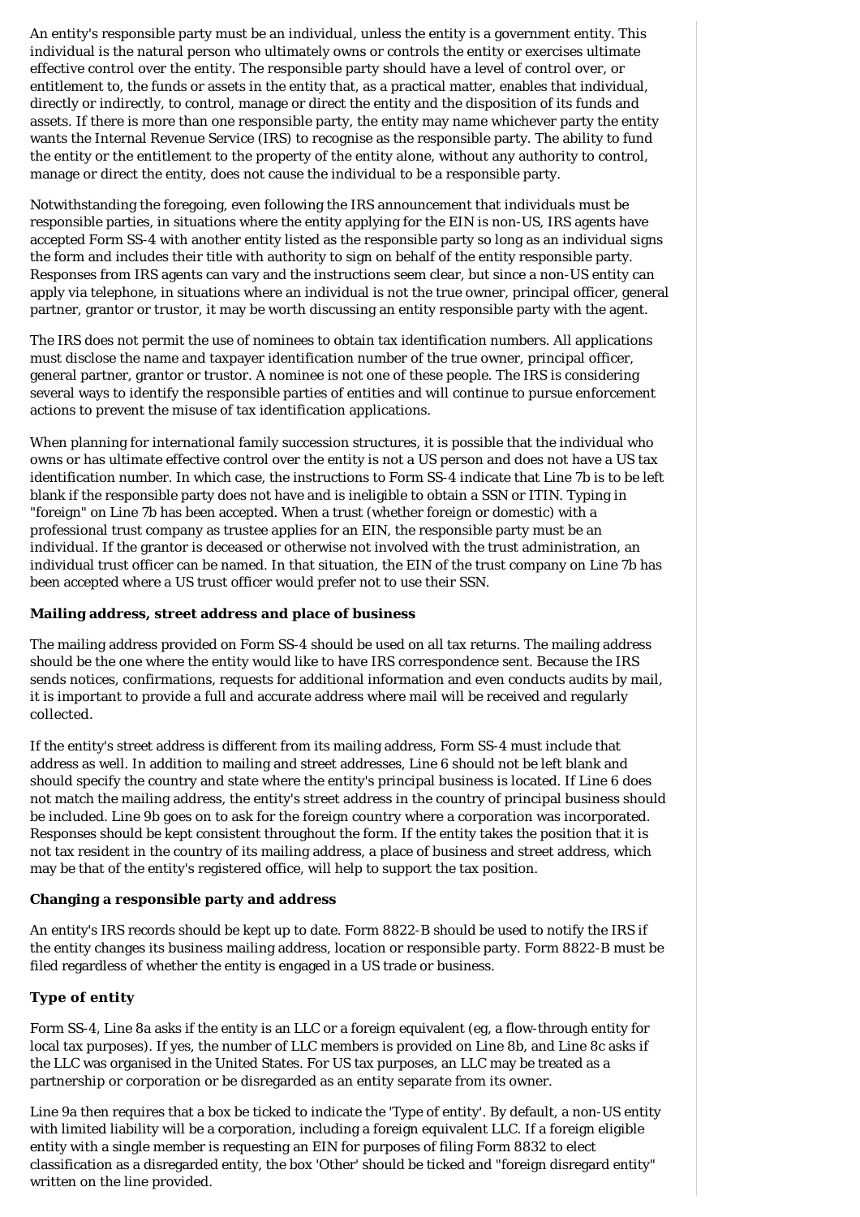An entity's responsible party must be an individual, unless the entity is a government entity. This individual is the natural person who ultimately owns or controls the entity or exercises ultimate effective control over the entity. The responsible party should have a level of control over, or entitlement to, the funds or assets in the entity that, as a practical matter, enables that individual, directly or indirectly, to control, manage or direct the entity and the disposition of its funds and assets. If there is more than one responsible party, the entity may name whichever party the entity wants the Internal Revenue Service (IRS) to recognise as the responsible party. The ability to fund the entity or the entitlement to the property of the entity alone, without any authority to control, manage or direct the entity, does not cause the individual to be a responsible party.

Notwithstanding the foregoing, even following the IRS announcement that individuals must be responsible parties, in situations where the entity applying for the EIN is non-US, IRS agents have accepted Form SS-4 with another entity listed as the responsible party so long as an individual signs the form and includes their title with authority to sign on behalf of the entity responsible party. Responses from IRS agents can vary and the instructions seem clear, but since a non-US entity can apply via telephone, in situations where an individual is not the true owner, principal officer, general partner, grantor or trustor, it may be worth discussing an entity responsible party with the agent.

The IRS does not permit the use of nominees to obtain tax identification numbers. All applications must disclose the name and taxpayer identification number of the true owner, principal officer, general partner, grantor or trustor. A nominee is not one of these people. The IRS is considering several ways to identify the responsible parties of entities and will continue to pursue enforcement actions to prevent the misuse of tax identification applications.

When planning for international family succession structures, it is possible that the individual who owns or has ultimate effective control over the entity is not a US person and does not have a US tax identification number. In which case, the instructions to Form SS-4 indicate that Line 7b is to be left blank if the responsible party does not have and is ineligible to obtain a SSN or ITIN. Typing in "foreign" on Line 7b has been accepted. When a trust (whether foreign or domestic) with a professional trust company as trustee applies for an EIN, the responsible party must be an individual. If the grantor is deceased or otherwise not involved with the trust administration, an individual trust officer can be named. In that situation, the EIN of the trust company on Line 7b has been accepted where a US trust officer would prefer not to use their SSN.

**Mailing address, street address and place of business**

The mailing address provided on Form SS-4 should be used on all tax returns. The mailing address should be the one where the entity would like to have IRS correspondence sent. Because the IRS sends notices, confirmations, requests for additional information and even conducts audits by mail, it is important to provide a full and accurate address where mail will be received and regularly collected.

If the entity's street address is different from its mailing address, Form SS-4 must include that address as well. In addition to mailing and street addresses, Line 6 should not be left blank and should specify the country and state where the entity's principal business is located. If Line 6 does not match the mailing address, the entity's street address in the country of principal business should be included. Line 9b goes on to ask for the foreign country where a corporation was incorporated. Responses should be kept consistent throughout the form. If the entity takes the position that it is not tax resident in the country of its mailing address, a place of business and street address, which may be that of the entity's registered office, will help to support the tax position.

**Changing a responsible party and address**

An entity's IRS records should be kept up to date. Form 8822-B should be used to notify the IRS if the entity changes its business mailing address, location or responsible party. Form 8822-B must be filed regardless of whether the entity is engaged in a US trade or business.

**Type of entity**

Form SS-4, Line 8a asks if the entity is an LLC or a foreign equivalent (eg, a flow-through entity for local tax purposes). If yes, the number of LLC members is provided on Line 8b, and Line 8c asks if the LLC was organised in the United States. For US tax purposes, an LLC may be treated as a partnership or corporation or be disregarded as an entity separate from its owner.

Line 9a then requires that a box be ticked to indicate the 'Type of entity'. By default, a non-US entity with limited liability will be a corporation, including a foreign equivalent LLC. If a foreign eligible entity with a single member is requesting an EIN for purposes of filing Form 8832 to elect classification as a disregarded entity, the box 'Other' should be ticked and "foreign disregard entity" written on the line provided.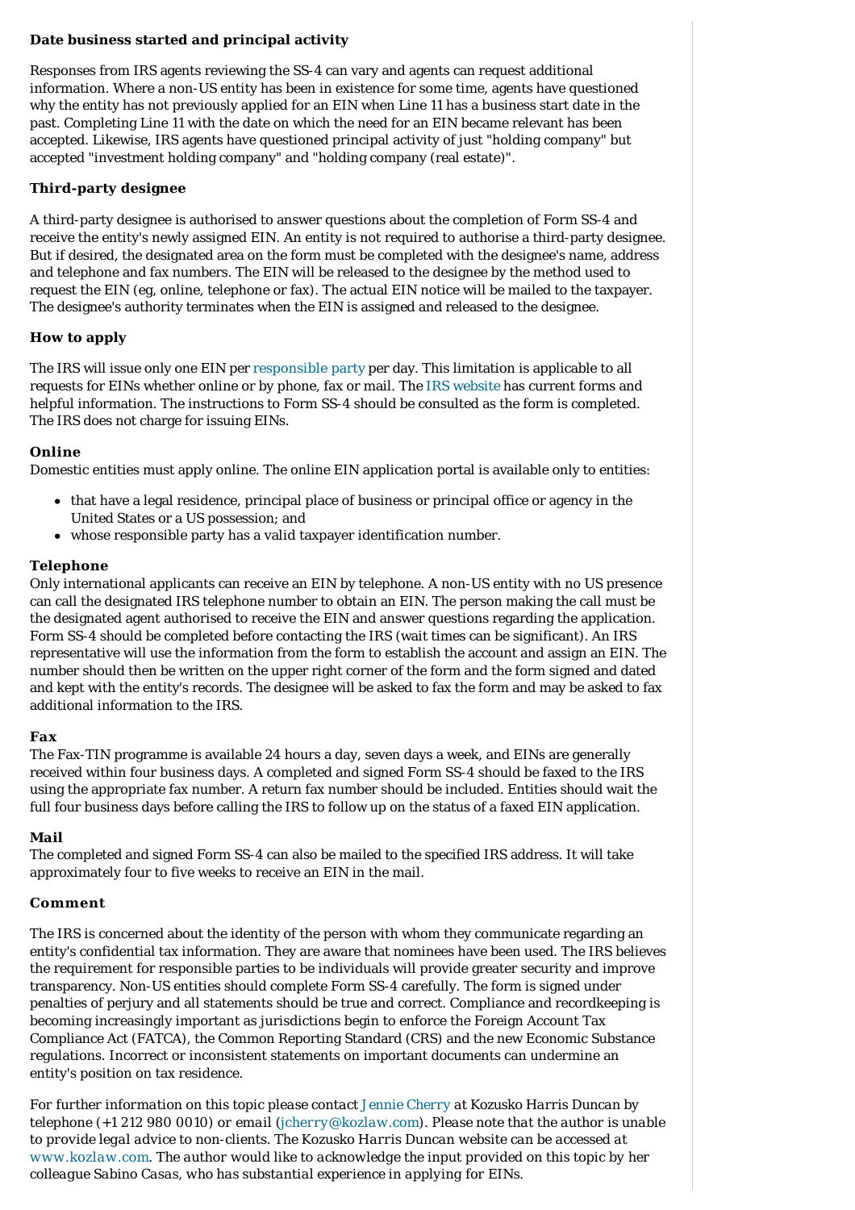### Date business started and principal activity

Responses from IRS agents reviewing the SS-4 can vary and agents can request additional information. Where a non-US entity has been in existence for some time, agents have questioned why the entity has not previously applied for an EIN when Line 11 has a business start date in the past. Completing Line 11 with the date on which the need for an EIN became relevant has been accepted. Likewise, IRS agents have questioned principal activity of just "holding company" but accepted "investment holding company" and "holding company (real estate)".

### Third-party designee

A third-party designee is authorised to answer questions about the completion of Form SS-4 and receive the entity's newly assigned EIN. An entity is not required to authorise a third-party designee. But if desired, the designated area on the form must be completed with the designee's name, address and telephone and fax numbers. The EIN will be released to the designee by the method used to request the EIN (eg, online, telephone or fax). The actual EIN notice will be mailed to the taxpayer. The designee's authority terminates when the EIN is assigned and released to the designee.

### How to apply

The IRS will issue only one EIN per responsible party per day. This limitation is applicable to all requests for EINs whether online or by phone, fax or mail. The IRS website has current forms and helpful information. The instructions to Form SS-4 should be consulted as the form is completed. The IRS does not charge for issuing EINs.

#### Online

Domestic entities must apply online. The online EIN application portal is available only to entities:

- that have a legal residence, principal place of business or principal office or agency in the United States or a US possession; and
- whose responsible party has a valid taxpayer identification number.

#### Telephone

Only international applicants can receive an EIN by telephone. A non-US entity with no US presence can call the designated IRS telephone number to obtain an EIN. The person making the call must be the designated agent authorised to receive the EIN and answer questions regarding the application. Form SS-4 should be completed before contacting the IRS (wait times can be significant). An IRS representative will use the information from the form to establish the account and assign an EIN. The number should then be written on the upper right corner of the form and the form signed and dated and kept with the entity's records. The designee will be asked to fax the form and may be asked to fax additional information to the IRS.

#### Fax

The Fax-TIN programme is available 24 hours a day, seven days a week, and EINs are generally received within four business days. A completed and signed Form SS-4 should be faxed to the IRS using the appropriate fax number. A return fax number should be included. Entities should wait the full four business days before calling the IRS to follow up on the status of a faxed EIN application.

#### Mail

The completed and signed Form SS-4 can also be mailed to the specified IRS address. It will take approximately four to five weeks to receive an EIN in the mail.

### Comment

The IRS is concerned about the identity of the person with whom they communicate regarding an entity's confidential tax information. They are aware that nominees have been used. The IRS believes the requirement for responsible parties to be individuals will provide greater security and improve transparency. Non-US entities should complete Form SS-4 carefully. The form is signed under penalties of perjury and all statements should be true and correct. Compliance and recordkeeping is becoming increasingly important as jurisdictions begin to enforce the Foreign Account Tax Compliance Act (FATCA), the Common Reporting Standard (CRS) and the new Economic Substance regulations. Incorrect or inconsistent statements on important documents can undermine an entity's position on tax residence.

*For further information on this topic please contact Jennie Cherry at Kozusko Harris Duncan by telephone (+1 212 980 0010) or email (jcherry@kozlaw.com). Please note that the author is unable to provide legal advice to non-clients. The Kozusko Harris Duncan website can be accessed at www.kozlaw.com. The author would like to acknowledge the input provided on this topic by her colleague Sabino Casas, who has substantial experience in applying for EINs.*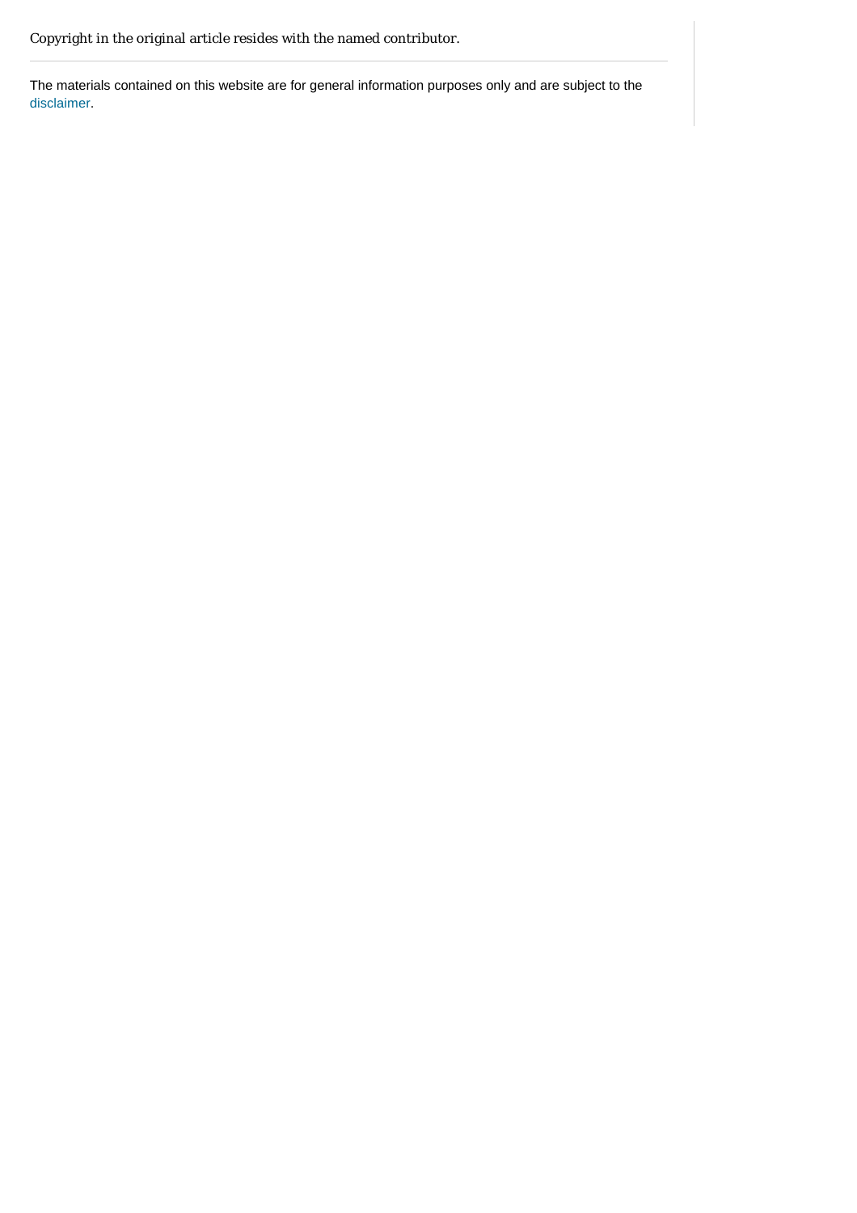*Copyright in the original article resides with the named contributor.*

---

The materials contained on this website are for general information purposes only and are subject to the disclaimer.